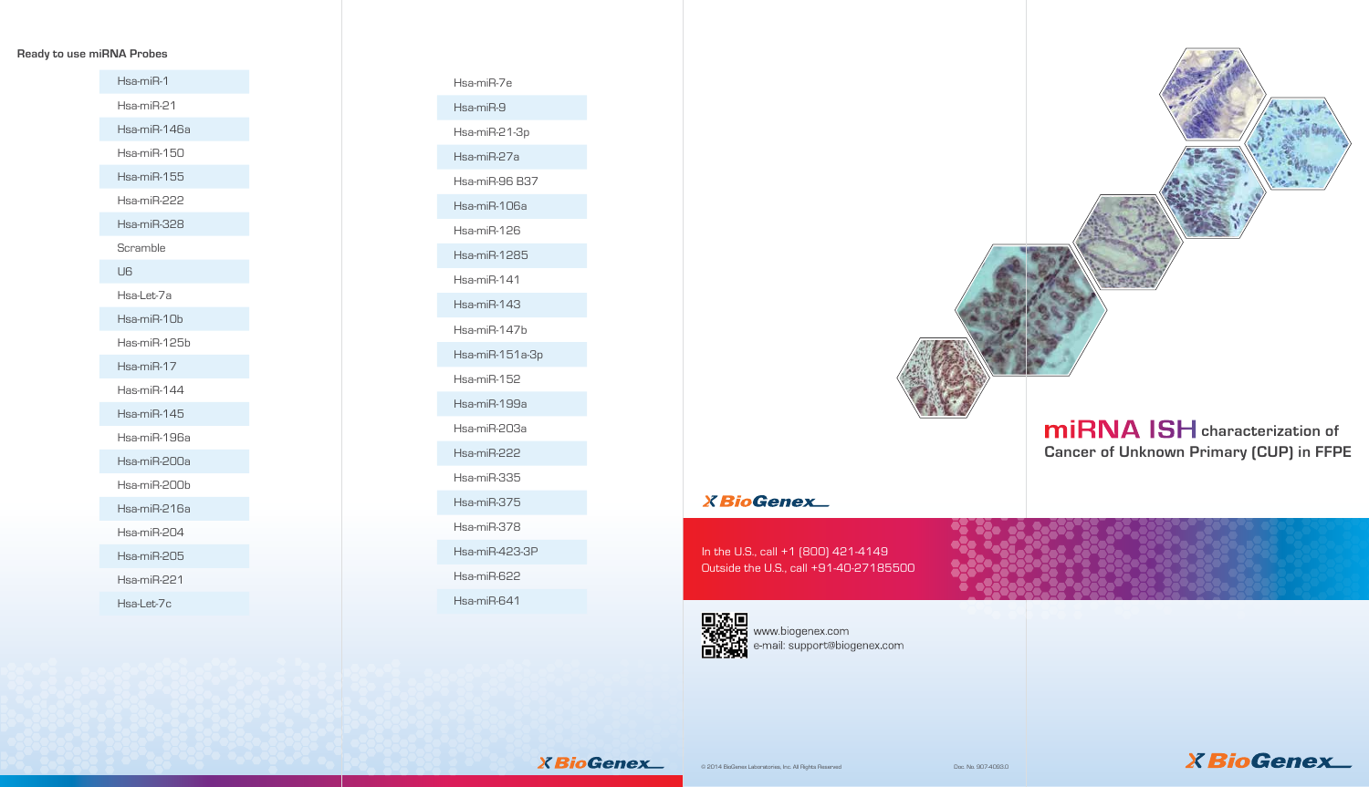**Ready to use miRNA Probes**

- Hsa-miR-1
- Hsa-miR-21
- Hsa-miR-146a
- Hsa-miR-150
- Hsa-miR-155
- Hsa-miR-222
- Hsa-miR-328
- Scramble
- U6
- Hsa-Let-7a
- Hsa-miR-10b
- Has-miR-125b
- Hsa-miR-17
- Has-miR-144
- Hsa-miR-145
- Hsa-miR-196a
- Hsa-miR-200a
- Hsa-miR-200b
- Hsa-miR-216a
- Hsa-miR-204
- Hsa-miR-205
- Hsa-miR-221
- Hsa-Let-7c
- Hsa-miR-7e
- Hsa-miR-9
- Hsa-miR-21-3p
- Hsa-miR-27a
- Hsa-miR-96 B37
- Hsa-miR-106a
- Hsa-miR-126
- Hsa-miR-1285
- Hsa-miR-141
- Hsa-miR-143
- Hsa-miR-147b
- Hsa-miR-151a-3p
- Hsa-miR-152
- Hsa-miR-199a
- Hsa-miR-203a
- Hsa-miR-222
- Hsa-miR-335
- Hsa-miR-375
- Hsa-miR-378
- Hsa-miR-423-3P
- Hsa-miR-622
- Hsa-miR-641

BioGenex

In the U.S., call +1 (800) 421-4149
Outside the U.S., call +91-40-27185500

www.biogenex.com
e-mail: support@biogenex.com

© 2014 BioGenex Laboratories, Inc. All Rights Reserved

Doc. No. 907-4063.0

# miRNA ISH characterization of Cancer of Unknown Primary (CUP) in FFPE

BioGenex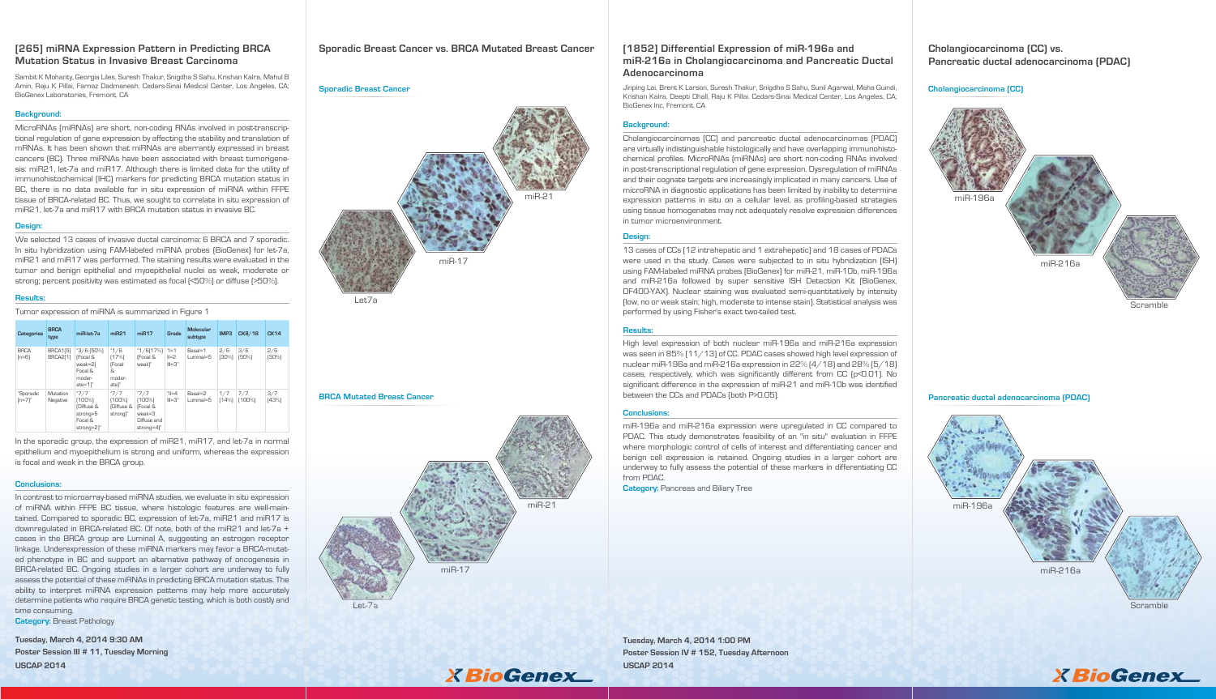## [265] miRNA Expression Pattern in Predicting BRCA Mutation Status in Invasive Breast Carcinoma

Sambit K Mohanty, Georgia Liles, Suresh Thakur, Snigdha S Sahu, Krishan Kalra, Mahul B Amin, Raju K Pillai, Farnaz Dadmanesh. Cedars-Sinai Medical Center, Los Angeles, CA; BioGenex Laboratories, Fremont, CA

### Background:

MicroRNAs (miRNAs) are short, non-coding RNAs involved in post-transcriptional regulation of gene expression by affecting the stability and translation of mRNAs. It has been shown that miRNAs are aberrantly expressed in breast cancers (BC). Three miRNAs have been associated with breast tumorigenesis: miR21, let-7a and miR17. Although there is limited data for the utility of immunohistochemical (IHC) markers for predicting BRCA mutation status in BC, there is no data available for in situ expression of miRNA within FFPE tissue of BRCA-related BC. Thus, we sought to correlate in situ expression of miR21, let-7a and miR17 with BRCA mutation status in invasive BC.

### Design:

We selected 13 cases of invasive ductal carcinoma: 6 BRCA and 7 sporadic. In situ hybridization using FAM-labeled miRNA probes (BioGenex) for let-7a, miR21 and miR17 was performed. The staining results were evaluated in the tumor and benign epithelial and myoepithelial nuclei as weak, moderate or strong; percent positivity was estimated as focal (<50%) or diffuse (>50%).

### Results:

Tumor expression of miRNA is summarized in Figure 1

| Categories | BRCA type | miR-let-7a | miR21 | miR17 | Grade | Molecular subtype | IMP3 | CK5/18 | CK14 |
|---|---|---|---|---|---|---|---|---|---|
| BRCA (n=6) | BRCA1(5) BRCA2(1) | "3/6 (50%) (Focal & weak=2) Focal & moderate=1)" | "1/6 (17%) (Focal & moderate)" | "1/6(17%) (Focal & weak)" | "I=1 II=2 III=3" | Basal=1 Luminal=5 | 2/6 (30%) | 3/6 (50%) | 2/6 (30%) |
| "Sporadic (n=7)" | Mutation Negative | "7/7 (100%) (Diffuse & strong=5 Focal & strong=2)" | "7/7 (100%) (Diffuse & strong)" | "7/7 (100%) (Focal & weak=3 Diffuse and strong=4)" | "II=4 III=3" | Basal=2 Luminal=5 | 1/7 (14%) | 7/7 (100%) | 3/7 (43%) |

In the sporadic group, the expression of miR21, miR17, and let-7a in normal epithelium and myoepithelium is strong and uniform, whereas the expression is focal and weak in the BRCA group.

### Conclusions:

In contrast to microarray-based miRNA studies, we evaluate in situ expression of miRNA within FFPE BC tissue, where histologic features are well-maintained. Compared to sporadic BC, expression of let-7a, miR21 and miR17 is downregulated in BRCA-related BC. Of note, both of the miR21 and let-7a + cases in the BRCA group are Luminal A, suggesting an estrogen receptor linkage. Underexpression of these miRNA markers may favor a BRCA-mutated phenotype in BC and support an alternative pathway of oncogenesis in BRCA-related BC. Ongoing studies in a larger cohort are underway to fully assess the potential of these miRNAs in predicting BRCA mutation status. The ability to interpret miRNA expression patterns may help more accurately determine patients who require BRCA genetic testing, which is both costly and time consuming.

**Category:** Breast Pathology

**Tuesday, March 4, 2014 9:30 AM**
**Poster Session III # 11, Tuesday Morning**
**USCAP 2014**

## Sporadic Breast Cancer vs. BRCA Mutated Breast Cancer

### Sporadic Breast Cancer

miR-21

miR-17

Let7a

### BRCA Mutated Breast Cancer

miR-21

miR-17

Let-7a

BioGenex

## [1852] Differential Expression of miR-196a and miR-216a in Cholangiocarcinoma and Pancreatic Ductal Adenocarcinoma

Jinping Lai, Brent K Larson, Suresh Thakur, Snigdha S Sahu, Sunil Agarwal, Maha Guindi, Krishan Kalra, Deepti Dhall, Raju K Pillai. Cedars-Sinai Medical Center, Los Angeles, CA; BioGenex Inc, Fremont, CA

### Background:

Cholangiocarcinomas (CC) and pancreatic ductal adenocarcinomas (PDAC) are virtually indistinguishable histologically and have overlapping immunohistochemical profiles. MicroRNAs (miRNAs) are short non-coding RNAs involved in post-transcriptional regulation of gene expression. Dysregulation of miRNAs and their cognate targets are increasingly implicated in many cancers. Use of microRNA in diagnostic applications has been limited by inability to determine expression patterns in situ on a cellular level, as profiling-based strategies using tissue homogenates may not adequately resolve expression differences in tumor microenvironment.

### Design:

13 cases of CCs (12 intrahepatic and 1 extrahepatic) and 18 cases of PDACs were used in the study. Cases were subjected to in situ hybridization (ISH) using FAM-labeled miRNA probes (BioGenex) for miR-21, miR-10b, miR-196a and miR-216a followed by super sensitive ISH Detection Kit (BioGenex, DF400-YAX). Nuclear staining was evaluated semi-quantitatively by intensity (low, no or weak stain; high, moderate to intense stain). Statistical analysis was performed by using Fisher's exact two-tailed test.

### Results:

High level expression of both nuclear miR-196a and miR-216a expression was seen in 85% (11/13) of CC. PDAC cases showed high level expression of nuclear miR-196a and miR-216a expression in 22% (4/18) and 28% (5/18) cases, respectively, which was significantly different from CC ($p<0.01$). No significant difference in the expression of miR-21 and miR-10b was identified between the CCs and PDACs (both $P>0.05$).

### Conclusions:

miR-196a and miR-216a expression were upregulated in CC compared to PDAC. This study demonstrates feasibility of an "in situ" evaluation in FFPE where morphologic control of cells of interest and differentiating cancer and benign cell expression is retained. Ongoing studies in a larger cohort are underway to fully assess the potential of these markers in differentiating CC from PDAC.

**Category:** Pancreas and Biliary Tree

**Tuesday, March 4, 2014 1:00 PM**
**Poster Session IV # 152, Tuesday Afternoon**
**USCAP 2014**

## Cholangiocarcinoma (CC) vs. Pancreatic ductal adenocarcinoma (PDAC)

### Cholangiocarcinoma (CC)

miR-196a

miR-216a

Scramble

### Pancreatic ductal adenocarcinoma (PDAC)

miR-196a

miR-216a

Scramble

BioGenex